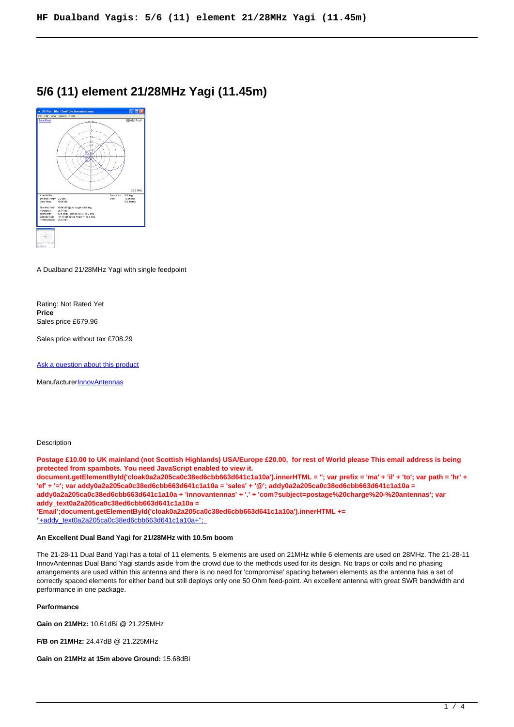# 5/6 (11) element 21/28MHz Yagi (11.45m)

A Dualband 21/28MHz Yagi with single feedpoint

Rating: Not Rated Yet
**Price**
Sales price £679.96

Sales price without tax £708.29

[Ask a question about this product]()

Manufacturer[InnovAntennas]()

Description

**Postage £10.00 to UK mainland (not Scottish Highlands) USA/Europe £20.00, for rest of World please This email address is being protected from spambots. You need JavaScript enabled to view it.**
**document.getElementById('cloak0a2a205ca0c38ed6cbb663d641c1a10a').innerHTML = ''; var prefix = 'ma' + 'il' + 'to'; var path = 'hr' + 'ef' + '='; var addy0a2a205ca0c38ed6cbb663d641c1a10a = 'sales' + '@'; addy0a2a205ca0c38ed6cbb663d641c1a10a = addy0a2a205ca0c38ed6cbb663d641c1a10a + 'innovantennas' + '.' + 'com?subject=postage%20charge%20-%20antennas'; var addy_text0a2a205ca0c38ed6cbb663d641c1a10a = 'Email';document.getElementById('cloak0a2a205ca0c38ed6cbb663d641c1a10a').innerHTML +=**
['+addy_text0a2a205ca0c38ed6cbb663d641c1a10a+'';]()

**An Excellent Dual Band Yagi for 21/28MHz with 10.5m boom**

The 21-28-11 Dual Band Yagi has a total of 11 elements, 5 elements are used on 21MHz while 6 elements are used on 28MHz. The 21-28-11 InnovAntennas Dual Band Yagi stands aside from the crowd due to the methods used for its design. No traps or coils and no phasing arrangements are used within this antenna and there is no need for 'compromise' spacing between elements as the antenna has a set of correctly spaced elements for either band but still deploys only one 50 Ohm feed-point. An excellent antenna with great SWR bandwidth and performance in one package.

**Performance**

**Gain on 21MHz:** 10.61dBi @ 21.225MHz

**F/B on 21MHz:** 24.47dB @ 21.225MHz

**Gain on 21MHz at 15m above Ground:** 15.68dBi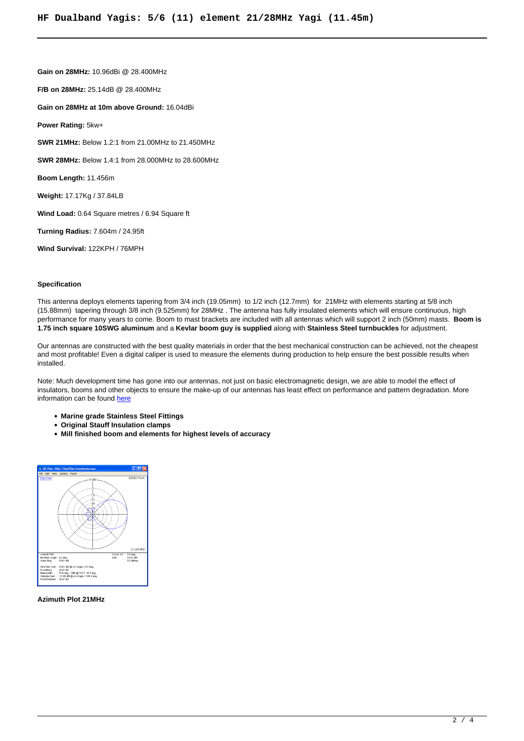Gain on 28MHz: 10.96dBi @ 28.400MHz

**F/B on 28MHz:** 25.14dB @ 28.400MHz

**Gain on 28MHz at 10m above Ground:** 16.04dBi

**Power Rating:** 5kw+

**SWR 21MHz:** Below 1.2:1 from 21.00MHz to 21.450MHz

**SWR 28MHz:** Below 1.4:1 from 28.000MHz to 28.600MHz

**Boom Length:** 11.456m

**Weight:** 17.17Kg / 37.84LB

**Wind Load:** 0.64 Square metres / 6.94 Square ft

**Turning Radius:** 7.604m / 24.95ft

**Wind Survival:** 122KPH / 76MPH

**Specification**

This antenna deploys elements tapering from 3/4 inch (19.05mm) to 1/2 inch (12.7mm) for 21MHz with elements starting at 5/8 inch (15.88mm) tapering through 3/8 inch (9.525mm) for 28MHz . The antenna has fully insulated elements which will ensure continuous, high performance for many years to come. Boom to mast brackets are included with all antennas which will support 2 inch (50mm) masts. **Boom is 1.75 inch square 10SWG aluminum** and a **Kevlar boom guy is supplied** along with **Stainless Steel turnbuckles** for adjustment.

Our antennas are constructed with the best quality materials in order that the best mechanical construction can be achieved, not the cheapest and most profitable! Even a digital caliper is used to measure the elements during production to help ensure the best possible results when installed.

Note: Much development time has gone into our antennas, not just on basic electromagnetic design, we are able to model the effect of insulators, booms and other objects to ensure the make-up of our antennas has least effect on performance and pattern degradation. More information can be found here

- **Marine grade Stainless Steel Fittings**
- **Original Stauff Insulation clamps**
- **Mill finished boom and elements for highest levels of accuracy**

**Azimuth Plot 21MHz**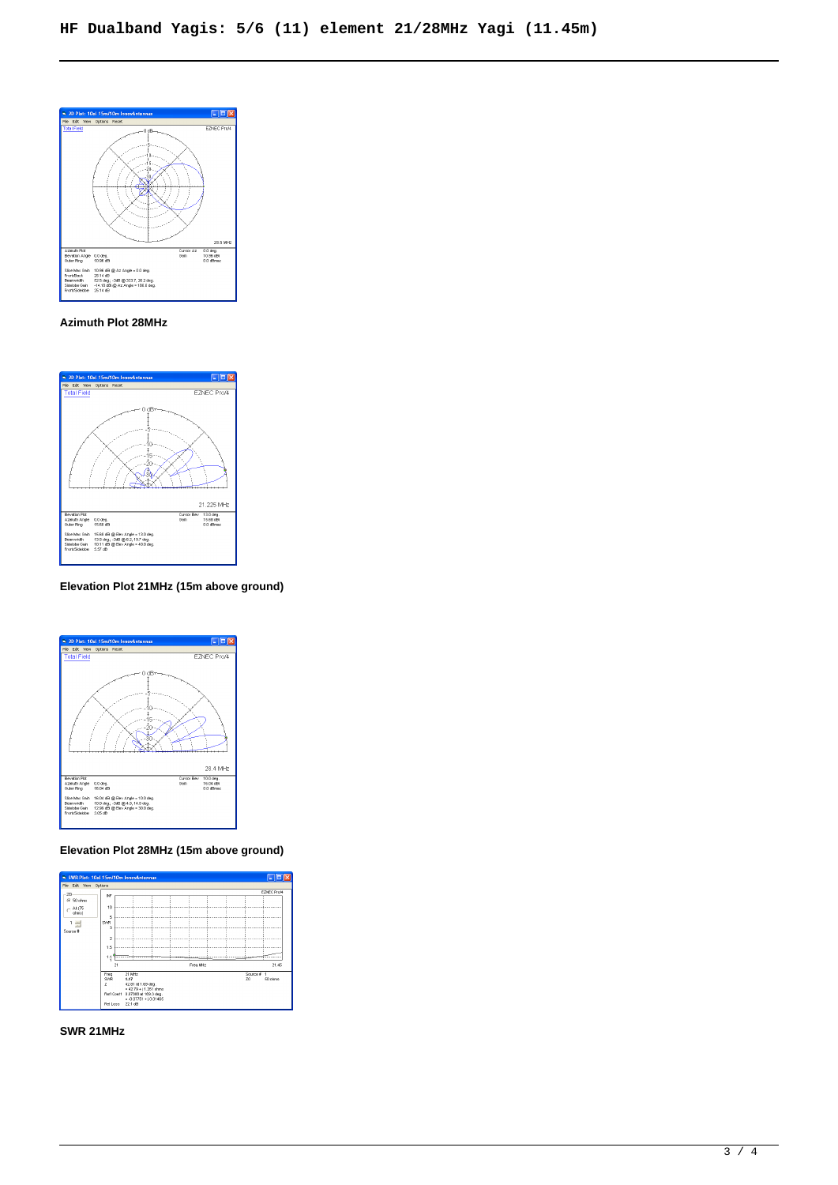Azimuth Plot 28MHz

Elevation Plot 21MHz (15m above ground)

Elevation Plot 28MHz (15m above ground)

SWR 21MHz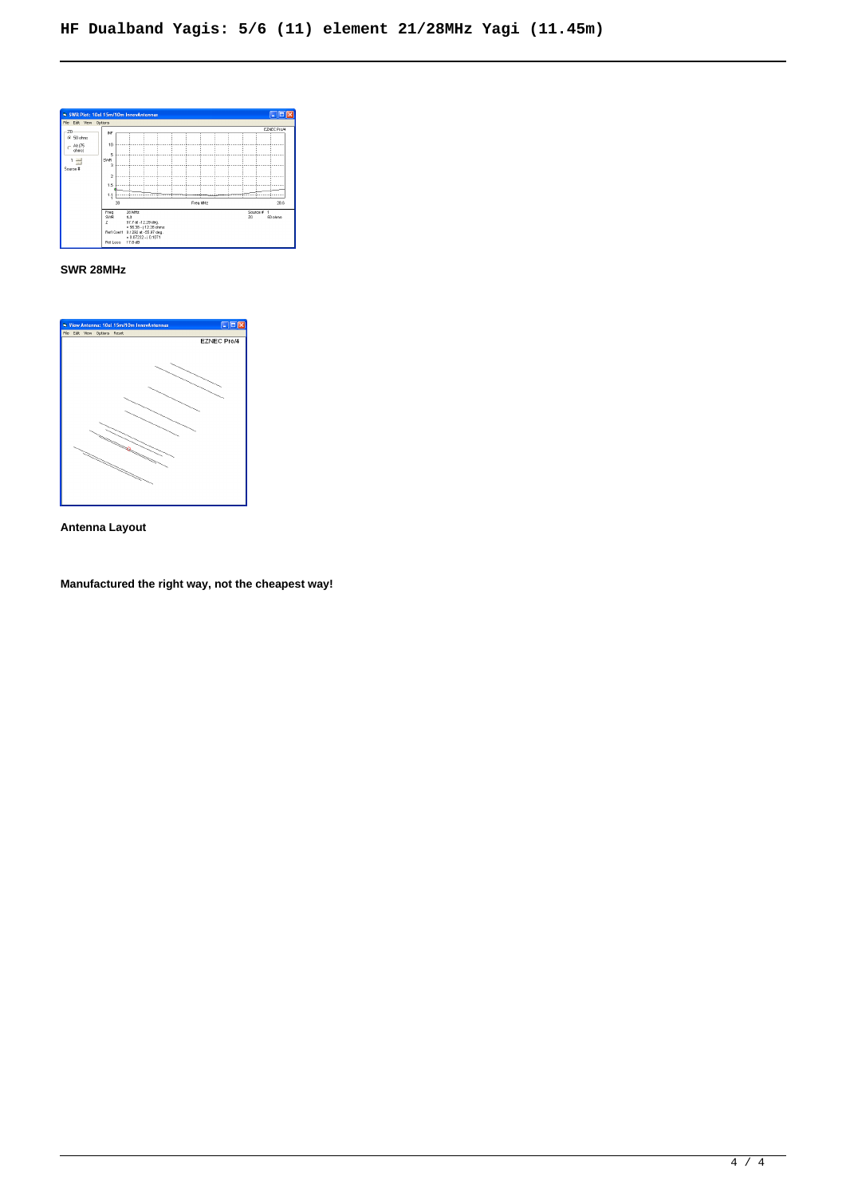**SWR 28MHz**

**Antenna Layout**

**Manufactured the right way, not the cheapest way!**